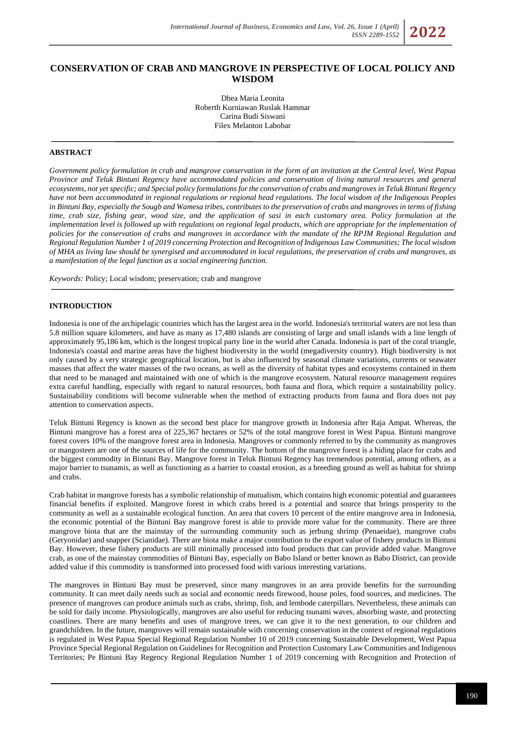# CONSERVATION OF CRAB AND MANGROVE IN PERSPECTIVE OF LOCAL POLICY AND WISDOM

Dhea Maria Leonita
Roberth Kurniawan Ruslak Hammar
Carina Budi Siswani
Filex Melanton Labobar

## ABSTRACT

*Government policy formulation in crab and mangrove conservation in the form of an invitation at the Central level, West Papua Province and Teluk Bintuni Regency have accommodated policies and conservation of living natural resources and general ecosystems, not yet specific; and Special policy formulations for the conservation of crabs and mangroves in Teluk Bintuni Regency have not been accommodated in regional regulations or regional head regulations. The local wisdom of the Indigenous Peoples in Bintuni Bay, especially the Sougb and Wamesa tribes, contributes to the preservation of crabs and mangroves in terms of fishing time, crab size, fishing gear, wood size, and the application of sasi in each customary area. Policy formulation at the implementation level is followed up with regulations on regional legal products, which are appropriate for the implementation of policies for the conservation of crabs and mangroves in accordance with the mandate of the RPJM Regional Regulation and Regional Regulation Number 1 of 2019 concerning Protection and Recognition of Indigenous Law Communities; The local wisdom of MHA as living law should be synergised and accommodated in local regulations, the preservation of crabs and mangroves, as a manifestation of the legal function as a social engineering function.*

*Keywords:* Policy; Local wisdom; preservation; crab and mangrove

## INTRODUCTION

Indonesia is one of the archipelagic countries which has the largest area in the world. Indonesia's territorial waters are not less than 5.8 million square kilometers, and have as many as 17,480 islands are consisting of large and small islands with a line length of approximately 95,186 km, which is the longest tropical party line in the world after Canada. Indonesia is part of the coral triangle, Indonesia's coastal and marine areas have the highest biodiversity in the world (megadiversity country). High biodiversity is not only caused by a very strategic geographical location, but is also influenced by seasonal climate variations, currents or seawater masses that affect the water masses of the two oceans, as well as the diversity of habitat types and ecosystems contained in them that need to be managed and maintained with one of which is the mangrove ecosystem. Natural resource management requires extra careful handling, especially with regard to natural resources, both fauna and flora, which require a sustainability policy. Sustainability conditions will become vulnerable when the method of extracting products from fauna and flora does not pay attention to conservation aspects.

Teluk Bintuni Regency is known as the second best place for mangrove growth in Indonesia after Raja Ampat. Whereas, the Bintuni mangrove has a forest area of 225,367 hectares or 52% of the total mangrove forest in West Papua. Bintuni mangrove forest covers 10% of the mangrove forest area in Indonesia. Mangroves or commonly referred to by the community as mangroves or mangosteen are one of the sources of life for the community. The bottom of the mangrove forest is a hiding place for crabs and the biggest commodity in Bintuni Bay. Mangrove forest in Teluk Bintuni Regency has tremendous potential, among others, as a major barrier to tsunamis, as well as functioning as a barrier to coastal erosion, as a breeding ground as well as habitat for shrimp and crabs.

Crab habitat in mangrove forests has a symbolic relationship of mutualism, which contains high economic potential and guarantees financial benefits if exploited. Mangrove forest in which crabs breed is a potential and source that brings prosperity to the community as well as a sustainable ecological function. An area that covers 10 percent of the entire mangrove area in Indonesia, the economic potential of the Bintuni Bay mangrove forest is able to provide more value for the community. There are three mangrove biota that are the mainstay of the surrounding community such as jerbung shrimp (Penaeidae), mangrove crabs (Geryonidae) and snapper (Scianidae). There are biota make a major contribution to the export value of fishery products in Bintuni Bay. However, these fishery products are still minimally processed into food products that can provide added value. Mangrove crab, as one of the mainstay commodities of Bintuni Bay, especially on Babo Island or better known as Babo District, can provide added value if this commodity is transformed into processed food with various interesting variations.

The mangroves in Bintuni Bay must be preserved, since many mangroves in an area provide benefits for the surrounding community. It can meet daily needs such as social and economic needs firewood, house poles, food sources, and medicines. The presence of mangroves can produce animals such as crabs, shrimp, fish, and lembode caterpillars. Nevertheless, these animals can be sold for daily income. Physiologically, mangroves are also useful for reducing tsunami waves, absorbing waste, and protecting coastlines. There are many benefits and uses of mangrove trees, we can give it to the next generation, to our children and grandchildren. In the future, mangroves will remain sustainable with concerning conservation in the context of regional regulations is regulated in West Papua Special Regional Regulation Number 10 of 2019 concerning Sustainable Development, West Papua Province Special Regional Regulation on Guidelines for Recognition and Protection Customary Law Communities and Indigenous Territories; Pe Bintuni Bay Regency Regional Regulation Number 1 of 2019 concerning with Recognition and Protection of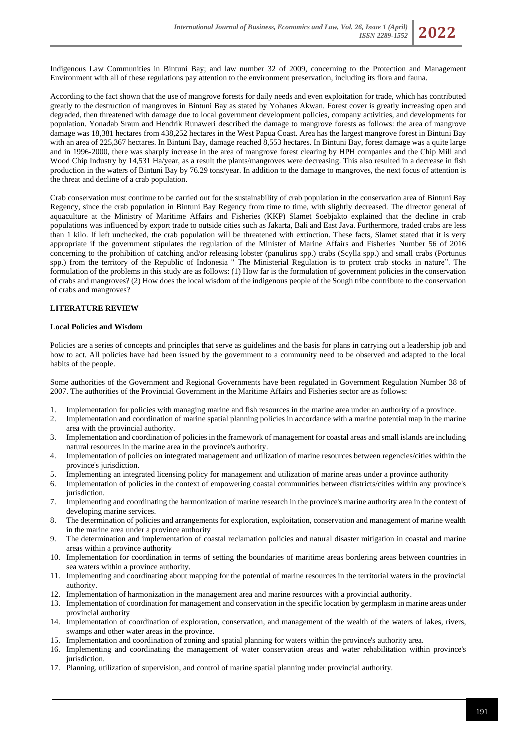Indigenous Law Communities in Bintuni Bay; and law number 32 of 2009, concerning to the Protection and Management Environment with all of these regulations pay attention to the environment preservation, including its flora and fauna.

According to the fact shown that the use of mangrove forests for daily needs and even exploitation for trade, which has contributed greatly to the destruction of mangroves in Bintuni Bay as stated by Yohanes Akwan. Forest cover is greatly increasing open and degraded, then threatened with damage due to local government development policies, company activities, and developments for population. Yonadab Sraun and Hendrik Runaweri described the damage to mangrove forests as follows: the area of mangrove damage was 18,381 hectares from 438,252 hectares in the West Papua Coast. Area has the largest mangrove forest in Bintuni Bay with an area of 225,367 hectares. In Bintuni Bay, damage reached 8,553 hectares. In Bintuni Bay, forest damage was a quite large and in 1996-2000, there was sharply increase in the area of mangrove forest clearing by HPH companies and the Chip Mill and Wood Chip Industry by 14,531 Ha/year, as a result the plants/mangroves were decreasing. This also resulted in a decrease in fish production in the waters of Bintuni Bay by 76.29 tons/year. In addition to the damage to mangroves, the next focus of attention is the threat and decline of a crab population.

Crab conservation must continue to be carried out for the sustainability of crab population in the conservation area of Bintuni Bay Regency, since the crab population in Bintuni Bay Regency from time to time, with slightly decreased. The director general of aquaculture at the Ministry of Maritime Affairs and Fisheries (KKP) Slamet Soebjakto explained that the decline in crab populations was influenced by export trade to outside cities such as Jakarta, Bali and East Java. Furthermore, traded crabs are less than 1 kilo. If left unchecked, the crab population will be threatened with extinction. These facts, Slamet stated that it is very appropriate if the government stipulates the regulation of the Minister of Marine Affairs and Fisheries Number 56 of 2016 concerning to the prohibition of catching and/or releasing lobster (panulirus spp.) crabs (Scylla spp.) and small crabs (Portunus spp.) from the territory of the Republic of Indonesia " The Ministerial Regulation is to protect crab stocks in nature". The formulation of the problems in this study are as follows: (1) How far is the formulation of government policies in the conservation of crabs and mangroves? (2) How does the local wisdom of the indigenous people of the Sough tribe contribute to the conservation of crabs and mangroves?

## LITERATURE REVIEW

### Local Policies and Wisdom

Policies are a series of concepts and principles that serve as guidelines and the basis for plans in carrying out a leadership job and how to act. All policies have had been issued by the government to a community need to be observed and adapted to the local habits of the people.

Some authorities of the Government and Regional Governments have been regulated in Government Regulation Number 38 of 2007. The authorities of the Provincial Government in the Maritime Affairs and Fisheries sector are as follows:

1. Implementation for policies with managing marine and fish resources in the marine area under an authority of a province.
2. Implementation and coordination of marine spatial planning policies in accordance with a marine potential map in the marine area with the provincial authority.
3. Implementation and coordination of policies in the framework of management for coastal areas and small islands are including natural resources in the marine area in the province's authority.
4. Implementation of policies on integrated management and utilization of marine resources between regencies/cities within the province's jurisdiction.
5. Implementing an integrated licensing policy for management and utilization of marine areas under a province authority
6. Implementation of policies in the context of empowering coastal communities between districts/cities within any province's jurisdiction.
7. Implementing and coordinating the harmonization of marine research in the province's marine authority area in the context of developing marine services.
8. The determination of policies and arrangements for exploration, exploitation, conservation and management of marine wealth in the marine area under a province authority
9. The determination and implementation of coastal reclamation policies and natural disaster mitigation in coastal and marine areas within a province authority
10. Implementation for coordination in terms of setting the boundaries of maritime areas bordering areas between countries in sea waters within a province authority.
11. Implementing and coordinating about mapping for the potential of marine resources in the territorial waters in the provincial authority.
12. Implementation of harmonization in the management area and marine resources with a provincial authority.
13. Implementation of coordination for management and conservation in the specific location by germplasm in marine areas under provincial authority
14. Implementation of coordination of exploration, conservation, and management of the wealth of the waters of lakes, rivers, swamps and other water areas in the province.
15. Implementation and coordination of zoning and spatial planning for waters within the province's authority area.
16. Implementing and coordinating the management of water conservation areas and water rehabilitation within province's jurisdiction.
17. Planning, utilization of supervision, and control of marine spatial planning under provincial authority.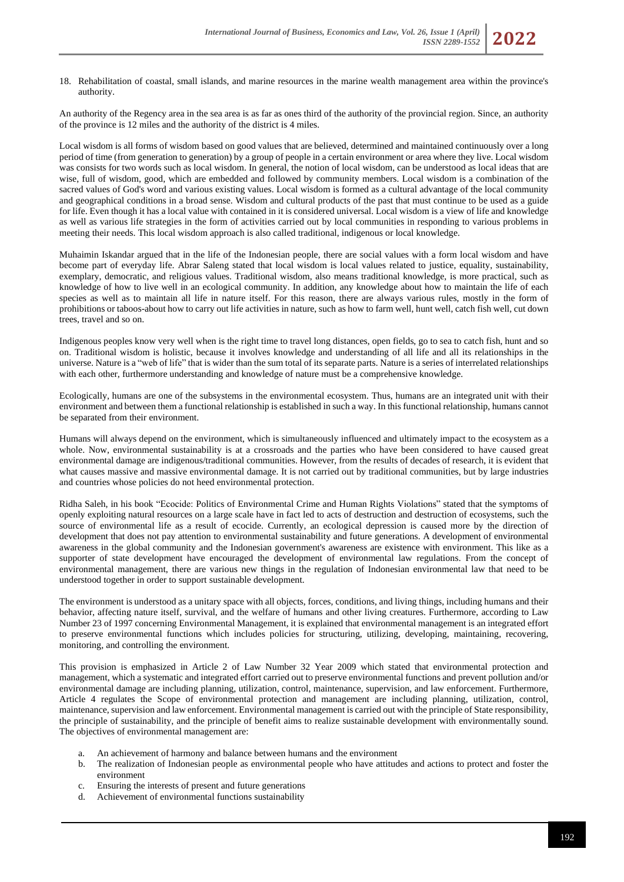18. Rehabilitation of coastal, small islands, and marine resources in the marine wealth management area within the province's authority.

An authority of the Regency area in the sea area is as far as ones third of the authority of the provincial region. Since, an authority of the province is 12 miles and the authority of the district is 4 miles.

Local wisdom is all forms of wisdom based on good values that are believed, determined and maintained continuously over a long period of time (from generation to generation) by a group of people in a certain environment or area where they live. Local wisdom was consists for two words such as local wisdom. In general, the notion of local wisdom, can be understood as local ideas that are wise, full of wisdom, good, which are embedded and followed by community members. Local wisdom is a combination of the sacred values of God's word and various existing values. Local wisdom is formed as a cultural advantage of the local community and geographical conditions in a broad sense. Wisdom and cultural products of the past that must continue to be used as a guide for life. Even though it has a local value with contained in it is considered universal. Local wisdom is a view of life and knowledge as well as various life strategies in the form of activities carried out by local communities in responding to various problems in meeting their needs. This local wisdom approach is also called traditional, indigenous or local knowledge.

Muhaimin Iskandar argued that in the life of the Indonesian people, there are social values with a form local wisdom and have become part of everyday life. Abrar Saleng stated that local wisdom is local values related to justice, equality, sustainability, exemplary, democratic, and religious values. Traditional wisdom, also means traditional knowledge, is more practical, such as knowledge of how to live well in an ecological community. In addition, any knowledge about how to maintain the life of each species as well as to maintain all life in nature itself. For this reason, there are always various rules, mostly in the form of prohibitions or taboos-about how to carry out life activities in nature, such as how to farm well, hunt well, catch fish well, cut down trees, travel and so on.

Indigenous peoples know very well when is the right time to travel long distances, open fields, go to sea to catch fish, hunt and so on. Traditional wisdom is holistic, because it involves knowledge and understanding of all life and all its relationships in the universe. Nature is a "web of life" that is wider than the sum total of its separate parts. Nature is a series of interrelated relationships with each other, furthermore understanding and knowledge of nature must be a comprehensive knowledge.

Ecologically, humans are one of the subsystems in the environmental ecosystem. Thus, humans are an integrated unit with their environment and between them a functional relationship is established in such a way. In this functional relationship, humans cannot be separated from their environment.

Humans will always depend on the environment, which is simultaneously influenced and ultimately impact to the ecosystem as a whole. Now, environmental sustainability is at a crossroads and the parties who have been considered to have caused great environmental damage are indigenous/traditional communities. However, from the results of decades of research, it is evident that what causes massive and massive environmental damage. It is not carried out by traditional communities, but by large industries and countries whose policies do not heed environmental protection.

Ridha Saleh, in his book "Ecocide: Politics of Environmental Crime and Human Rights Violations" stated that the symptoms of openly exploiting natural resources on a large scale have in fact led to acts of destruction and destruction of ecosystems, such the source of environmental life as a result of ecocide. Currently, an ecological depression is caused more by the direction of development that does not pay attention to environmental sustainability and future generations. A development of environmental awareness in the global community and the Indonesian government's awareness are existence with environment. This like as a supporter of state development have encouraged the development of environmental law regulations. From the concept of environmental management, there are various new things in the regulation of Indonesian environmental law that need to be understood together in order to support sustainable development.

The environment is understood as a unitary space with all objects, forces, conditions, and living things, including humans and their behavior, affecting nature itself, survival, and the welfare of humans and other living creatures. Furthermore, according to Law Number 23 of 1997 concerning Environmental Management, it is explained that environmental management is an integrated effort to preserve environmental functions which includes policies for structuring, utilizing, developing, maintaining, recovering, monitoring, and controlling the environment.

This provision is emphasized in Article 2 of Law Number 32 Year 2009 which stated that environmental protection and management, which a systematic and integrated effort carried out to preserve environmental functions and prevent pollution and/or environmental damage are including planning, utilization, control, maintenance, supervision, and law enforcement. Furthermore, Article 4 regulates the Scope of environmental protection and management are including planning, utilization, control, maintenance, supervision and law enforcement. Environmental management is carried out with the principle of State responsibility, the principle of sustainability, and the principle of benefit aims to realize sustainable development with environmentally sound. The objectives of environmental management are:

a. An achievement of harmony and balance between humans and the environment
b. The realization of Indonesian people as environmental people who have attitudes and actions to protect and foster the environment
c. Ensuring the interests of present and future generations
d. Achievement of environmental functions sustainability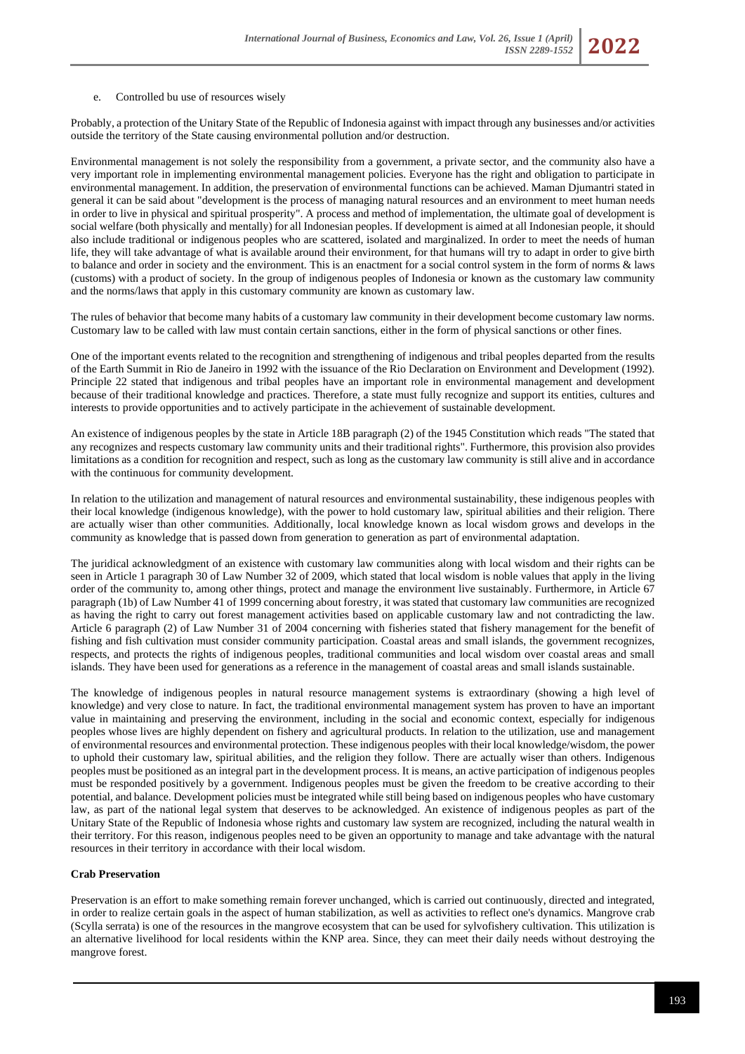e. Controlled bu use of resources wisely

Probably, a protection of the Unitary State of the Republic of Indonesia against with impact through any businesses and/or activities outside the territory of the State causing environmental pollution and/or destruction.

Environmental management is not solely the responsibility from a government, a private sector, and the community also have a very important role in implementing environmental management policies. Everyone has the right and obligation to participate in environmental management. In addition, the preservation of environmental functions can be achieved. Maman Djumantri stated in general it can be said about "development is the process of managing natural resources and an environment to meet human needs in order to live in physical and spiritual prosperity". A process and method of implementation, the ultimate goal of development is social welfare (both physically and mentally) for all Indonesian peoples. If development is aimed at all Indonesian people, it should also include traditional or indigenous peoples who are scattered, isolated and marginalized. In order to meet the needs of human life, they will take advantage of what is available around their environment, for that humans will try to adapt in order to give birth to balance and order in society and the environment. This is an enactment for a social control system in the form of norms & laws (customs) with a product of society. In the group of indigenous peoples of Indonesia or known as the customary law community and the norms/laws that apply in this customary community are known as customary law.

The rules of behavior that become many habits of a customary law community in their development become customary law norms. Customary law to be called with law must contain certain sanctions, either in the form of physical sanctions or other fines.

One of the important events related to the recognition and strengthening of indigenous and tribal peoples departed from the results of the Earth Summit in Rio de Janeiro in 1992 with the issuance of the Rio Declaration on Environment and Development (1992). Principle 22 stated that indigenous and tribal peoples have an important role in environmental management and development because of their traditional knowledge and practices. Therefore, a state must fully recognize and support its entities, cultures and interests to provide opportunities and to actively participate in the achievement of sustainable development.

An existence of indigenous peoples by the state in Article 18B paragraph (2) of the 1945 Constitution which reads "The stated that any recognizes and respects customary law community units and their traditional rights". Furthermore, this provision also provides limitations as a condition for recognition and respect, such as long as the customary law community is still alive and in accordance with the continuous for community development.

In relation to the utilization and management of natural resources and environmental sustainability, these indigenous peoples with their local knowledge (indigenous knowledge), with the power to hold customary law, spiritual abilities and their religion. There are actually wiser than other communities. Additionally, local knowledge known as local wisdom grows and develops in the community as knowledge that is passed down from generation to generation as part of environmental adaptation.

The juridical acknowledgment of an existence with customary law communities along with local wisdom and their rights can be seen in Article 1 paragraph 30 of Law Number 32 of 2009, which stated that local wisdom is noble values that apply in the living order of the community to, among other things, protect and manage the environment live sustainably. Furthermore, in Article 67 paragraph (1b) of Law Number 41 of 1999 concerning about forestry, it was stated that customary law communities are recognized as having the right to carry out forest management activities based on applicable customary law and not contradicting the law. Article 6 paragraph (2) of Law Number 31 of 2004 concerning with fisheries stated that fishery management for the benefit of fishing and fish cultivation must consider community participation. Coastal areas and small islands, the government recognizes, respects, and protects the rights of indigenous peoples, traditional communities and local wisdom over coastal areas and small islands. They have been used for generations as a reference in the management of coastal areas and small islands sustainable.

The knowledge of indigenous peoples in natural resource management systems is extraordinary (showing a high level of knowledge) and very close to nature. In fact, the traditional environmental management system has proven to have an important value in maintaining and preserving the environment, including in the social and economic context, especially for indigenous peoples whose lives are highly dependent on fishery and agricultural products. In relation to the utilization, use and management of environmental resources and environmental protection. These indigenous peoples with their local knowledge/wisdom, the power to uphold their customary law, spiritual abilities, and the religion they follow. There are actually wiser than others. Indigenous peoples must be positioned as an integral part in the development process. It is means, an active participation of indigenous peoples must be responded positively by a government. Indigenous peoples must be given the freedom to be creative according to their potential, and balance. Development policies must be integrated while still being based on indigenous peoples who have customary law, as part of the national legal system that deserves to be acknowledged. An existence of indigenous peoples as part of the Unitary State of the Republic of Indonesia whose rights and customary law system are recognized, including the natural wealth in their territory. For this reason, indigenous peoples need to be given an opportunity to manage and take advantage with the natural resources in their territory in accordance with their local wisdom.

**Crab Preservation**

Preservation is an effort to make something remain forever unchanged, which is carried out continuously, directed and integrated, in order to realize certain goals in the aspect of human stabilization, as well as activities to reflect one's dynamics. Mangrove crab (Scylla serrata) is one of the resources in the mangrove ecosystem that can be used for sylvofishery cultivation. This utilization is an alternative livelihood for local residents within the KNP area. Since, they can meet their daily needs without destroying the mangrove forest.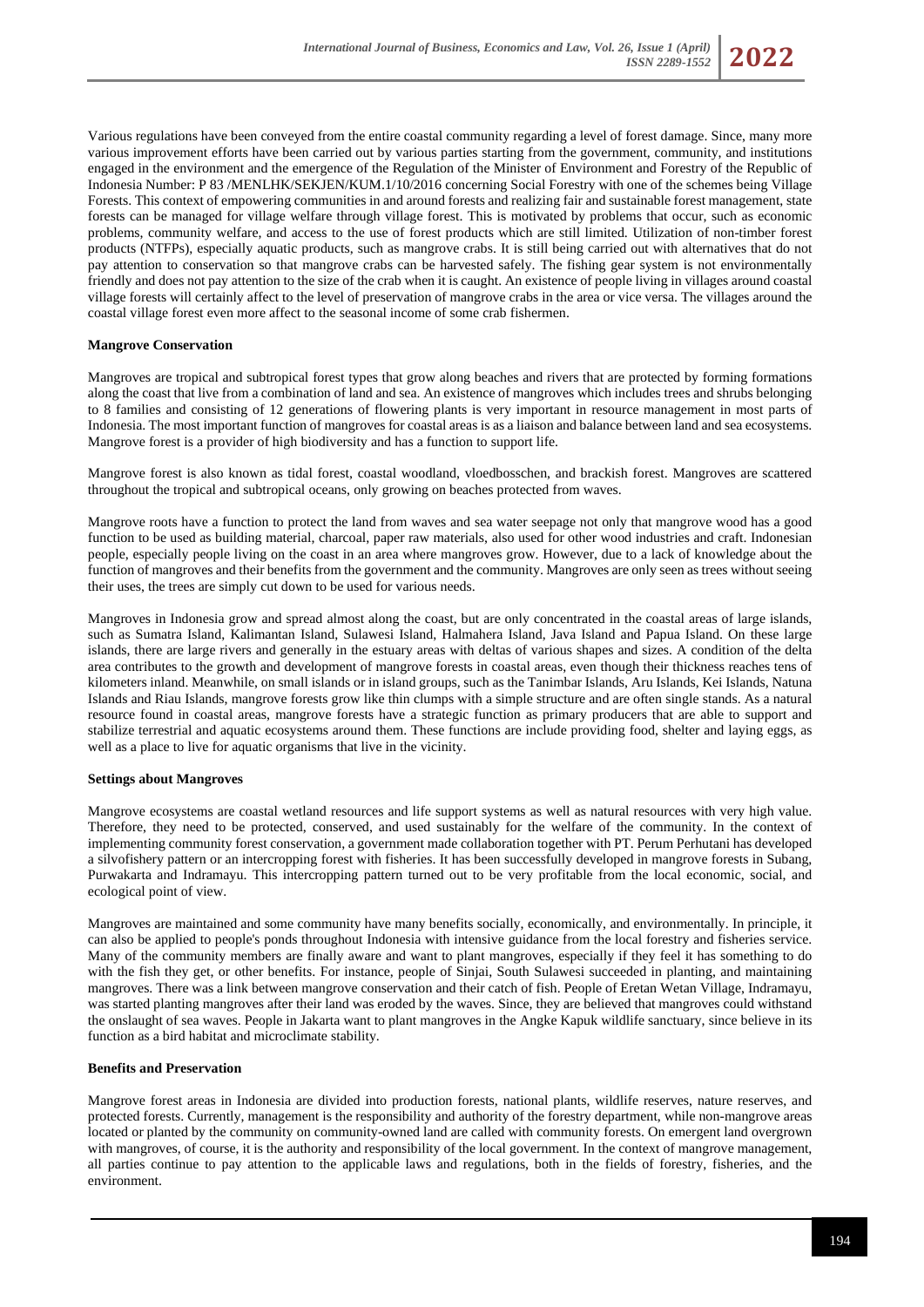Various regulations have been conveyed from the entire coastal community regarding a level of forest damage. Since, many more various improvement efforts have been carried out by various parties starting from the government, community, and institutions engaged in the environment and the emergence of the Regulation of the Minister of Environment and Forestry of the Republic of Indonesia Number: P 83 /MENLHK/SEKJEN/KUM.1/10/2016 concerning Social Forestry with one of the schemes being Village Forests. This context of empowering communities in and around forests and realizing fair and sustainable forest management, state forests can be managed for village welfare through village forest. This is motivated by problems that occur, such as economic problems, community welfare, and access to the use of forest products which are still limited. Utilization of non-timber forest products (NTFPs), especially aquatic products, such as mangrove crabs. It is still being carried out with alternatives that do not pay attention to conservation so that mangrove crabs can be harvested safely. The fishing gear system is not environmentally friendly and does not pay attention to the size of the crab when it is caught. An existence of people living in villages around coastal village forests will certainly affect to the level of preservation of mangrove crabs in the area or vice versa. The villages around the coastal village forest even more affect to the seasonal income of some crab fishermen.

**Mangrove Conservation**

Mangroves are tropical and subtropical forest types that grow along beaches and rivers that are protected by forming formations along the coast that live from a combination of land and sea. An existence of mangroves which includes trees and shrubs belonging to 8 families and consisting of 12 generations of flowering plants is very important in resource management in most parts of Indonesia. The most important function of mangroves for coastal areas is as a liaison and balance between land and sea ecosystems. Mangrove forest is a provider of high biodiversity and has a function to support life.

Mangrove forest is also known as tidal forest, coastal woodland, vloedbosschen, and brackish forest. Mangroves are scattered throughout the tropical and subtropical oceans, only growing on beaches protected from waves.

Mangrove roots have a function to protect the land from waves and sea water seepage not only that mangrove wood has a good function to be used as building material, charcoal, paper raw materials, also used for other wood industries and craft. Indonesian people, especially people living on the coast in an area where mangroves grow. However, due to a lack of knowledge about the function of mangroves and their benefits from the government and the community. Mangroves are only seen as trees without seeing their uses, the trees are simply cut down to be used for various needs.

Mangroves in Indonesia grow and spread almost along the coast, but are only concentrated in the coastal areas of large islands, such as Sumatra Island, Kalimantan Island, Sulawesi Island, Halmahera Island, Java Island and Papua Island. On these large islands, there are large rivers and generally in the estuary areas with deltas of various shapes and sizes. A condition of the delta area contributes to the growth and development of mangrove forests in coastal areas, even though their thickness reaches tens of kilometers inland. Meanwhile, on small islands or in island groups, such as the Tanimbar Islands, Aru Islands, Kei Islands, Natuna Islands and Riau Islands, mangrove forests grow like thin clumps with a simple structure and are often single stands. As a natural resource found in coastal areas, mangrove forests have a strategic function as primary producers that are able to support and stabilize terrestrial and aquatic ecosystems around them. These functions are include providing food, shelter and laying eggs, as well as a place to live for aquatic organisms that live in the vicinity.

**Settings about Mangroves**

Mangrove ecosystems are coastal wetland resources and life support systems as well as natural resources with very high value. Therefore, they need to be protected, conserved, and used sustainably for the welfare of the community. In the context of implementing community forest conservation, a government made collaboration together with PT. Perum Perhutani has developed a silvofishery pattern or an intercropping forest with fisheries. It has been successfully developed in mangrove forests in Subang, Purwakarta and Indramayu. This intercropping pattern turned out to be very profitable from the local economic, social, and ecological point of view.

Mangroves are maintained and some community have many benefits socially, economically, and environmentally. In principle, it can also be applied to people's ponds throughout Indonesia with intensive guidance from the local forestry and fisheries service. Many of the community members are finally aware and want to plant mangroves, especially if they feel it has something to do with the fish they get, or other benefits. For instance, people of Sinjai, South Sulawesi succeeded in planting, and maintaining mangroves. There was a link between mangrove conservation and their catch of fish. People of Eretan Wetan Village, Indramayu, was started planting mangroves after their land was eroded by the waves. Since, they are believed that mangroves could withstand the onslaught of sea waves. People in Jakarta want to plant mangroves in the Angke Kapuk wildlife sanctuary, since believe in its function as a bird habitat and microclimate stability.

**Benefits and Preservation**

Mangrove forest areas in Indonesia are divided into production forests, national plants, wildlife reserves, nature reserves, and protected forests. Currently, management is the responsibility and authority of the forestry department, while non-mangrove areas located or planted by the community on community-owned land are called with community forests. On emergent land overgrown with mangroves, of course, it is the authority and responsibility of the local government. In the context of mangrove management, all parties continue to pay attention to the applicable laws and regulations, both in the fields of forestry, fisheries, and the environment.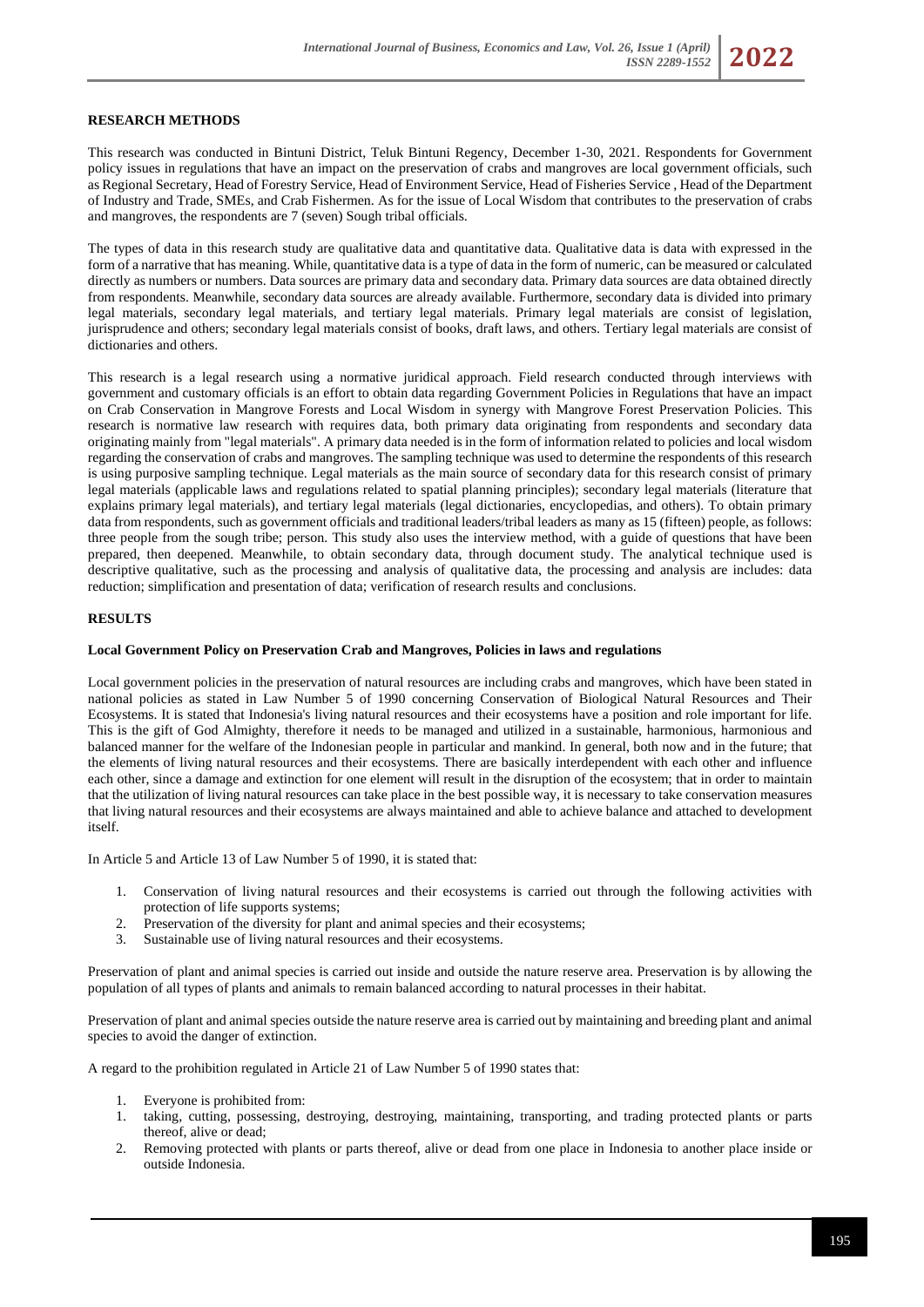**RESEARCH METHODS**

This research was conducted in Bintuni District, Teluk Bintuni Regency, December 1-30, 2021. Respondents for Government policy issues in regulations that have an impact on the preservation of crabs and mangroves are local government officials, such as Regional Secretary, Head of Forestry Service, Head of Environment Service, Head of Fisheries Service , Head of the Department of Industry and Trade, SMEs, and Crab Fishermen. As for the issue of Local Wisdom that contributes to the preservation of crabs and mangroves, the respondents are 7 (seven) Sough tribal officials.

The types of data in this research study are qualitative data and quantitative data. Qualitative data is data with expressed in the form of a narrative that has meaning. While, quantitative data is a type of data in the form of numeric, can be measured or calculated directly as numbers or numbers. Data sources are primary data and secondary data. Primary data sources are data obtained directly from respondents. Meanwhile, secondary data sources are already available. Furthermore, secondary data is divided into primary legal materials, secondary legal materials, and tertiary legal materials. Primary legal materials are consist of legislation, jurisprudence and others; secondary legal materials consist of books, draft laws, and others. Tertiary legal materials are consist of dictionaries and others.

This research is a legal research using a normative juridical approach. Field research conducted through interviews with government and customary officials is an effort to obtain data regarding Government Policies in Regulations that have an impact on Crab Conservation in Mangrove Forests and Local Wisdom in synergy with Mangrove Forest Preservation Policies. This research is normative law research with requires data, both primary data originating from respondents and secondary data originating mainly from "legal materials". A primary data needed is in the form of information related to policies and local wisdom regarding the conservation of crabs and mangroves. The sampling technique was used to determine the respondents of this research is using purposive sampling technique. Legal materials as the main source of secondary data for this research consist of primary legal materials (applicable laws and regulations related to spatial planning principles); secondary legal materials (literature that explains primary legal materials), and tertiary legal materials (legal dictionaries, encyclopedias, and others). To obtain primary data from respondents, such as government officials and traditional leaders/tribal leaders as many as 15 (fifteen) people, as follows: three people from the sough tribe; person. This study also uses the interview method, with a guide of questions that have been prepared, then deepened. Meanwhile, to obtain secondary data, through document study. The analytical technique used is descriptive qualitative, such as the processing and analysis of qualitative data, the processing and analysis are includes: data reduction; simplification and presentation of data; verification of research results and conclusions.

**RESULTS**

**Local Government Policy on Preservation Crab and Mangroves, Policies in laws and regulations**

Local government policies in the preservation of natural resources are including crabs and mangroves, which have been stated in national policies as stated in Law Number 5 of 1990 concerning Conservation of Biological Natural Resources and Their Ecosystems. It is stated that Indonesia's living natural resources and their ecosystems have a position and role important for life. This is the gift of God Almighty, therefore it needs to be managed and utilized in a sustainable, harmonious, harmonious and balanced manner for the welfare of the Indonesian people in particular and mankind. In general, both now and in the future; that the elements of living natural resources and their ecosystems. There are basically interdependent with each other and influence each other, since a damage and extinction for one element will result in the disruption of the ecosystem; that in order to maintain that the utilization of living natural resources can take place in the best possible way, it is necessary to take conservation measures that living natural resources and their ecosystems are always maintained and able to achieve balance and attached to development itself.

In Article 5 and Article 13 of Law Number 5 of 1990, it is stated that:

1. Conservation of living natural resources and their ecosystems is carried out through the following activities with protection of life supports systems;
2. Preservation of the diversity for plant and animal species and their ecosystems;
3. Sustainable use of living natural resources and their ecosystems.

Preservation of plant and animal species is carried out inside and outside the nature reserve area. Preservation is by allowing the population of all types of plants and animals to remain balanced according to natural processes in their habitat.

Preservation of plant and animal species outside the nature reserve area is carried out by maintaining and breeding plant and animal species to avoid the danger of extinction.

A regard to the prohibition regulated in Article 21 of Law Number 5 of 1990 states that:

1. Everyone is prohibited from:
1. taking, cutting, possessing, destroying, destroying, maintaining, transporting, and trading protected plants or parts thereof, alive or dead;
2. Removing protected with plants or parts thereof, alive or dead from one place in Indonesia to another place inside or outside Indonesia.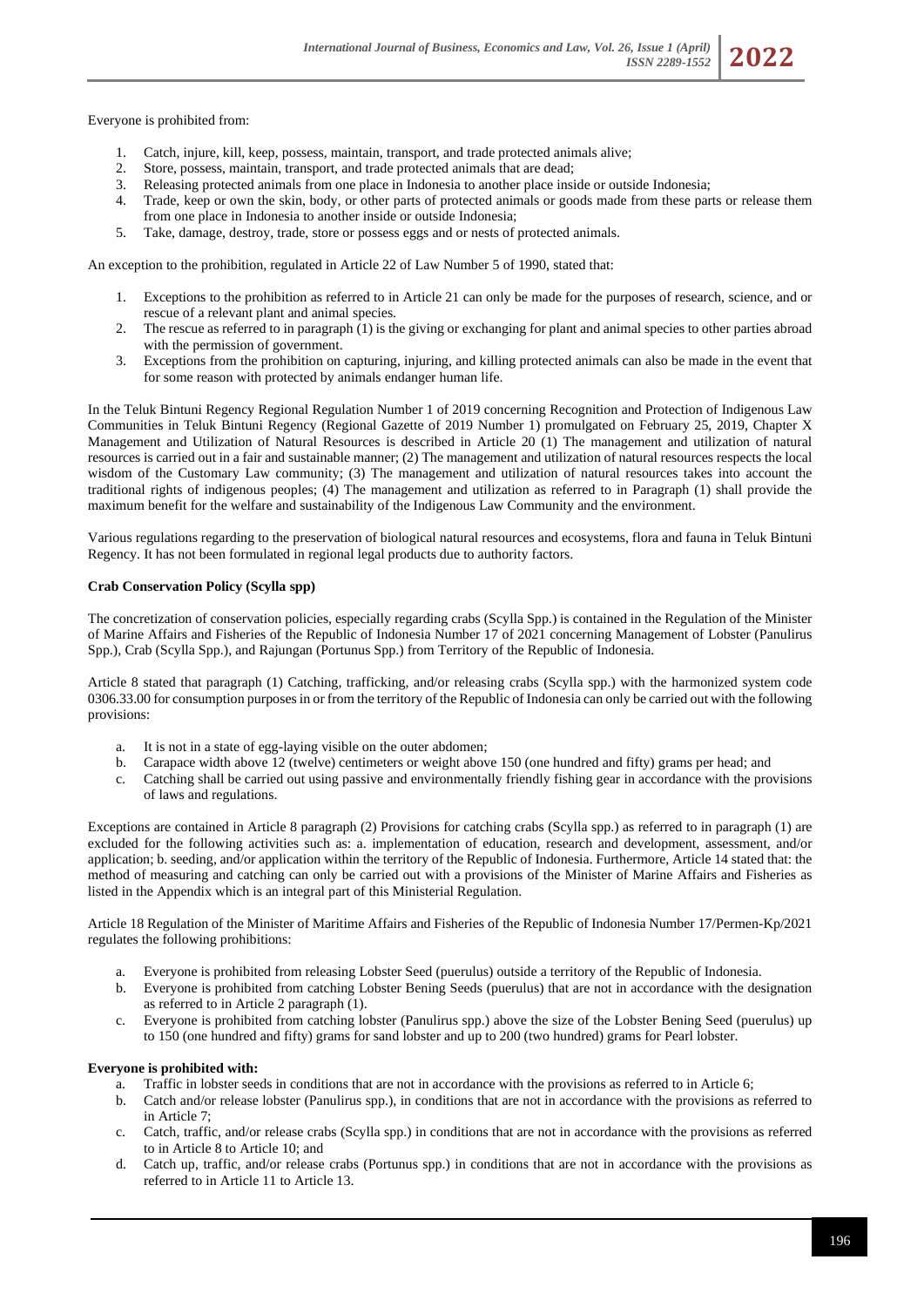Everyone is prohibited from:

1. Catch, injure, kill, keep, possess, maintain, transport, and trade protected animals alive;
2. Store, possess, maintain, transport, and trade protected animals that are dead;
3. Releasing protected animals from one place in Indonesia to another place inside or outside Indonesia;
4. Trade, keep or own the skin, body, or other parts of protected animals or goods made from these parts or release them from one place in Indonesia to another inside or outside Indonesia;
5. Take, damage, destroy, trade, store or possess eggs and or nests of protected animals.

An exception to the prohibition, regulated in Article 22 of Law Number 5 of 1990, stated that:

1. Exceptions to the prohibition as referred to in Article 21 can only be made for the purposes of research, science, and or rescue of a relevant plant and animal species.
2. The rescue as referred to in paragraph (1) is the giving or exchanging for plant and animal species to other parties abroad with the permission of government.
3. Exceptions from the prohibition on capturing, injuring, and killing protected animals can also be made in the event that for some reason with protected by animals endanger human life.

In the Teluk Bintuni Regency Regional Regulation Number 1 of 2019 concerning Recognition and Protection of Indigenous Law Communities in Teluk Bintuni Regency (Regional Gazette of 2019 Number 1) promulgated on February 25, 2019, Chapter X Management and Utilization of Natural Resources is described in Article 20 (1) The management and utilization of natural resources is carried out in a fair and sustainable manner; (2) The management and utilization of natural resources respects the local wisdom of the Customary Law community; (3) The management and utilization of natural resources takes into account the traditional rights of indigenous peoples; (4) The management and utilization as referred to in Paragraph (1) shall provide the maximum benefit for the welfare and sustainability of the Indigenous Law Community and the environment.

Various regulations regarding to the preservation of biological natural resources and ecosystems, flora and fauna in Teluk Bintuni Regency. It has not been formulated in regional legal products due to authority factors.

**Crab Conservation Policy (Scylla spp)**

The concretization of conservation policies, especially regarding crabs (Scylla Spp.) is contained in the Regulation of the Minister of Marine Affairs and Fisheries of the Republic of Indonesia Number 17 of 2021 concerning Management of Lobster (Panulirus Spp.), Crab (Scylla Spp.), and Rajungan (Portunus Spp.) from Territory of the Republic of Indonesia.

Article 8 stated that paragraph (1) Catching, trafficking, and/or releasing crabs (Scylla spp.) with the harmonized system code 0306.33.00 for consumption purposes in or from the territory of the Republic of Indonesia can only be carried out with the following provisions:

a. It is not in a state of egg-laying visible on the outer abdomen;
b. Carapace width above 12 (twelve) centimeters or weight above 150 (one hundred and fifty) grams per head; and
c. Catching shall be carried out using passive and environmentally friendly fishing gear in accordance with the provisions of laws and regulations.

Exceptions are contained in Article 8 paragraph (2) Provisions for catching crabs (Scylla spp.) as referred to in paragraph (1) are excluded for the following activities such as: a. implementation of education, research and development, assessment, and/or application; b. seeding, and/or application within the territory of the Republic of Indonesia. Furthermore, Article 14 stated that: the method of measuring and catching can only be carried out with a provisions of the Minister of Marine Affairs and Fisheries as listed in the Appendix which is an integral part of this Ministerial Regulation.

Article 18 Regulation of the Minister of Maritime Affairs and Fisheries of the Republic of Indonesia Number 17/Permen-Kp/2021 regulates the following prohibitions:

a. Everyone is prohibited from releasing Lobster Seed (puerulus) outside a territory of the Republic of Indonesia.
b. Everyone is prohibited from catching Lobster Bening Seeds (puerulus) that are not in accordance with the designation as referred to in Article 2 paragraph (1).
c. Everyone is prohibited from catching lobster (Panulirus spp.) above the size of the Lobster Bening Seed (puerulus) up to 150 (one hundred and fifty) grams for sand lobster and up to 200 (two hundred) grams for Pearl lobster.

**Everyone is prohibited with:**

a. Traffic in lobster seeds in conditions that are not in accordance with the provisions as referred to in Article 6;
b. Catch and/or release lobster (Panulirus spp.), in conditions that are not in accordance with the provisions as referred to in Article 7;
c. Catch, traffic, and/or release crabs (Scylla spp.) in conditions that are not in accordance with the provisions as referred to in Article 8 to Article 10; and
d. Catch up, traffic, and/or release crabs (Portunus spp.) in conditions that are not in accordance with the provisions as referred to in Article 11 to Article 13.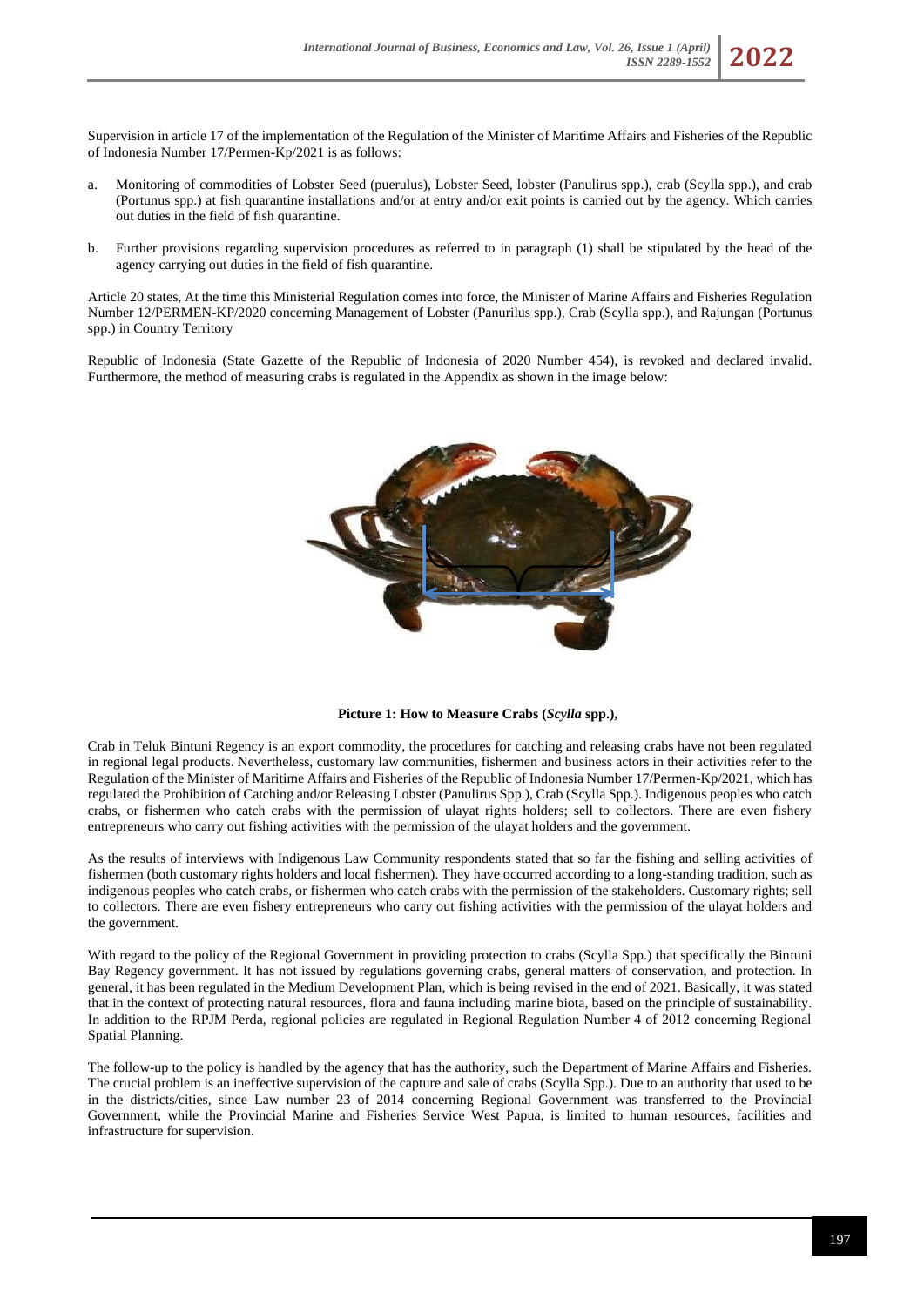Supervision in article 17 of the implementation of the Regulation of the Minister of Maritime Affairs and Fisheries of the Republic of Indonesia Number 17/Permen-Kp/2021 is as follows:

a. Monitoring of commodities of Lobster Seed (puerulus), Lobster Seed, lobster (Panulirus spp.), crab (Scylla spp.), and crab (Portunus spp.) at fish quarantine installations and/or at entry and/or exit points is carried out by the agency. Which carries out duties in the field of fish quarantine.

b. Further provisions regarding supervision procedures as referred to in paragraph (1) shall be stipulated by the head of the agency carrying out duties in the field of fish quarantine.

Article 20 states, At the time this Ministerial Regulation comes into force, the Minister of Marine Affairs and Fisheries Regulation Number 12/PERMEN-KP/2020 concerning Management of Lobster (Panurilus spp.), Crab (Scylla spp.), and Rajungan (Portunus spp.) in Country Territory

Republic of Indonesia (State Gazette of the Republic of Indonesia of 2020 Number 454), is revoked and declared invalid. Furthermore, the method of measuring crabs is regulated in the Appendix as shown in the image below:

**Picture 1: How to Measure Crabs (*Scylla* spp.),**

Crab in Teluk Bintuni Regency is an export commodity, the procedures for catching and releasing crabs have not been regulated in regional legal products. Nevertheless, customary law communities, fishermen and business actors in their activities refer to the Regulation of the Minister of Maritime Affairs and Fisheries of the Republic of Indonesia Number 17/Permen-Kp/2021, which has regulated the Prohibition of Catching and/or Releasing Lobster (Panulirus Spp.), Crab (Scylla Spp.). Indigenous peoples who catch crabs, or fishermen who catch crabs with the permission of ulayat rights holders; sell to collectors. There are even fishery entrepreneurs who carry out fishing activities with the permission of the ulayat holders and the government.

As the results of interviews with Indigenous Law Community respondents stated that so far the fishing and selling activities of fishermen (both customary rights holders and local fishermen). They have occurred according to a long-standing tradition, such as indigenous peoples who catch crabs, or fishermen who catch crabs with the permission of the stakeholders. Customary rights; sell to collectors. There are even fishery entrepreneurs who carry out fishing activities with the permission of the ulayat holders and the government.

With regard to the policy of the Regional Government in providing protection to crabs (Scylla Spp.) that specifically the Bintuni Bay Regency government. It has not issued by regulations governing crabs, general matters of conservation, and protection. In general, it has been regulated in the Medium Development Plan, which is being revised in the end of 2021. Basically, it was stated that in the context of protecting natural resources, flora and fauna including marine biota, based on the principle of sustainability. In addition to the RPJM Perda, regional policies are regulated in Regional Regulation Number 4 of 2012 concerning Regional Spatial Planning.

The follow-up to the policy is handled by the agency that has the authority, such the Department of Marine Affairs and Fisheries. The crucial problem is an ineffective supervision of the capture and sale of crabs (Scylla Spp.). Due to an authority that used to be in the districts/cities, since Law number 23 of 2014 concerning Regional Government was transferred to the Provincial Government, while the Provincial Marine and Fisheries Service West Papua, is limited to human resources, facilities and infrastructure for supervision.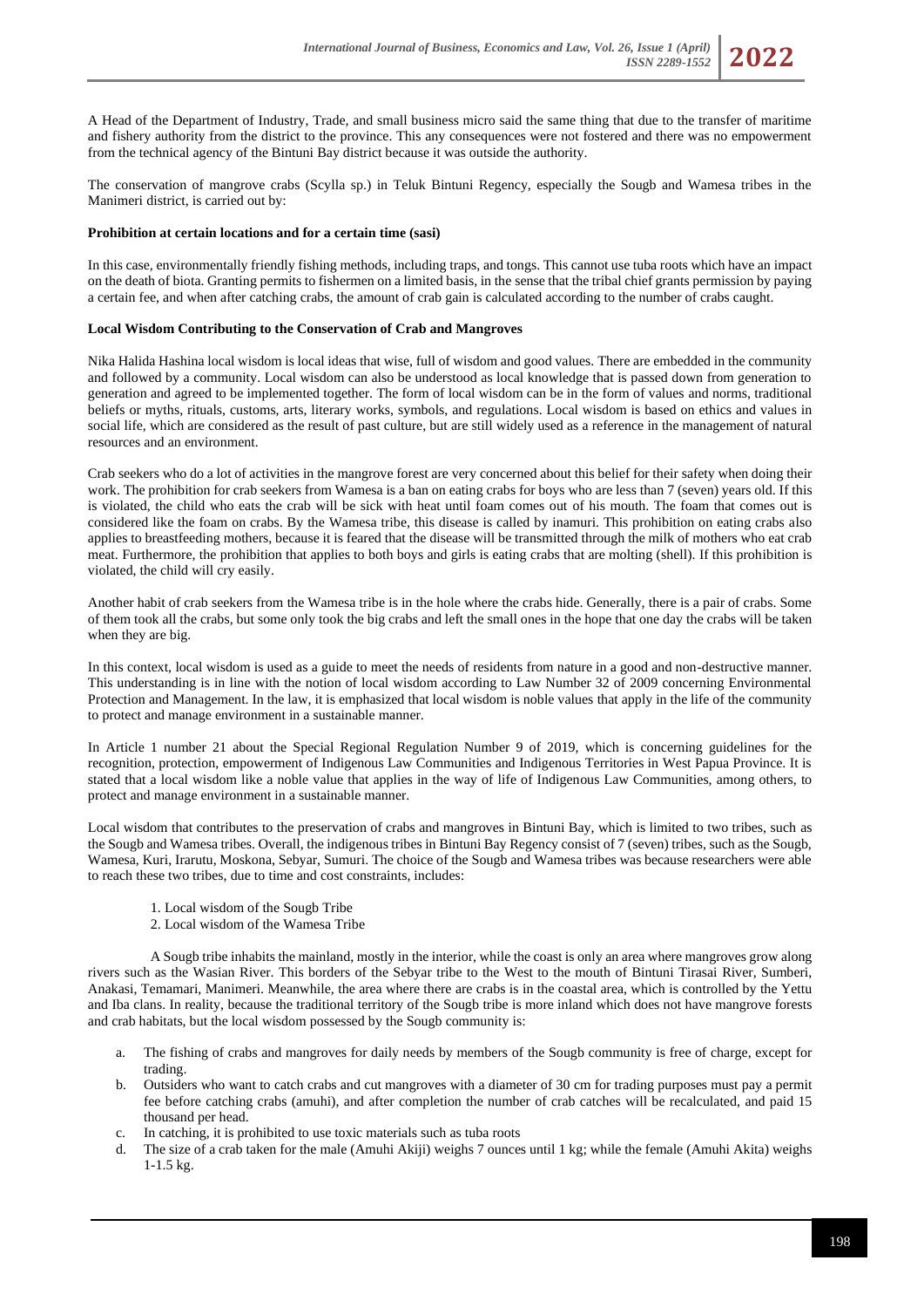A Head of the Department of Industry, Trade, and small business micro said the same thing that due to the transfer of maritime and fishery authority from the district to the province. This any consequences were not fostered and there was no empowerment from the technical agency of the Bintuni Bay district because it was outside the authority.

The conservation of mangrove crabs (Scylla sp.) in Teluk Bintuni Regency, especially the Sougb and Wamesa tribes in the Manimeri district, is carried out by:

**Prohibition at certain locations and for a certain time (sasi)**

In this case, environmentally friendly fishing methods, including traps, and tongs. This cannot use tuba roots which have an impact on the death of biota. Granting permits to fishermen on a limited basis, in the sense that the tribal chief grants permission by paying a certain fee, and when after catching crabs, the amount of crab gain is calculated according to the number of crabs caught.

**Local Wisdom Contributing to the Conservation of Crab and Mangroves**

Nika Halida Hashina local wisdom is local ideas that wise, full of wisdom and good values. There are embedded in the community and followed by a community. Local wisdom can also be understood as local knowledge that is passed down from generation to generation and agreed to be implemented together. The form of local wisdom can be in the form of values and norms, traditional beliefs or myths, rituals, customs, arts, literary works, symbols, and regulations. Local wisdom is based on ethics and values in social life, which are considered as the result of past culture, but are still widely used as a reference in the management of natural resources and an environment.

Crab seekers who do a lot of activities in the mangrove forest are very concerned about this belief for their safety when doing their work. The prohibition for crab seekers from Wamesa is a ban on eating crabs for boys who are less than 7 (seven) years old. If this is violated, the child who eats the crab will be sick with heat until foam comes out of his mouth. The foam that comes out is considered like the foam on crabs. By the Wamesa tribe, this disease is called by inamuri. This prohibition on eating crabs also applies to breastfeeding mothers, because it is feared that the disease will be transmitted through the milk of mothers who eat crab meat. Furthermore, the prohibition that applies to both boys and girls is eating crabs that are molting (shell). If this prohibition is violated, the child will cry easily.

Another habit of crab seekers from the Wamesa tribe is in the hole where the crabs hide. Generally, there is a pair of crabs. Some of them took all the crabs, but some only took the big crabs and left the small ones in the hope that one day the crabs will be taken when they are big.

In this context, local wisdom is used as a guide to meet the needs of residents from nature in a good and non-destructive manner. This understanding is in line with the notion of local wisdom according to Law Number 32 of 2009 concerning Environmental Protection and Management. In the law, it is emphasized that local wisdom is noble values that apply in the life of the community to protect and manage environment in a sustainable manner.

In Article 1 number 21 about the Special Regional Regulation Number 9 of 2019, which is concerning guidelines for the recognition, protection, empowerment of Indigenous Law Communities and Indigenous Territories in West Papua Province. It is stated that a local wisdom like a noble value that applies in the way of life of Indigenous Law Communities, among others, to protect and manage environment in a sustainable manner.

Local wisdom that contributes to the preservation of crabs and mangroves in Bintuni Bay, which is limited to two tribes, such as the Sougb and Wamesa tribes. Overall, the indigenous tribes in Bintuni Bay Regency consist of 7 (seven) tribes, such as the Sougb, Wamesa, Kuri, Irarutu, Moskona, Sebyar, Sumuri. The choice of the Sougb and Wamesa tribes was because researchers were able to reach these two tribes, due to time and cost constraints, includes:

1. Local wisdom of the Sougb Tribe
2. Local wisdom of the Wamesa Tribe

A Sougb tribe inhabits the mainland, mostly in the interior, while the coast is only an area where mangroves grow along rivers such as the Wasian River. This borders of the Sebyar tribe to the West to the mouth of Bintuni Tirasai River, Sumberi, Anakasi, Temamari, Manimeri. Meanwhile, the area where there are crabs is in the coastal area, which is controlled by the Yettu and Iba clans. In reality, because the traditional territory of the Sougb tribe is more inland which does not have mangrove forests and crab habitats, but the local wisdom possessed by the Sougb community is:

a. The fishing of crabs and mangroves for daily needs by members of the Sougb community is free of charge, except for trading.
b. Outsiders who want to catch crabs and cut mangroves with a diameter of 30 cm for trading purposes must pay a permit fee before catching crabs (amuhi), and after completion the number of crab catches will be recalculated, and paid 15 thousand per head.
c. In catching, it is prohibited to use toxic materials such as tuba roots
d. The size of a crab taken for the male (Amuhi Akiji) weighs 7 ounces until 1 kg; while the female (Amuhi Akita) weighs 1-1.5 kg.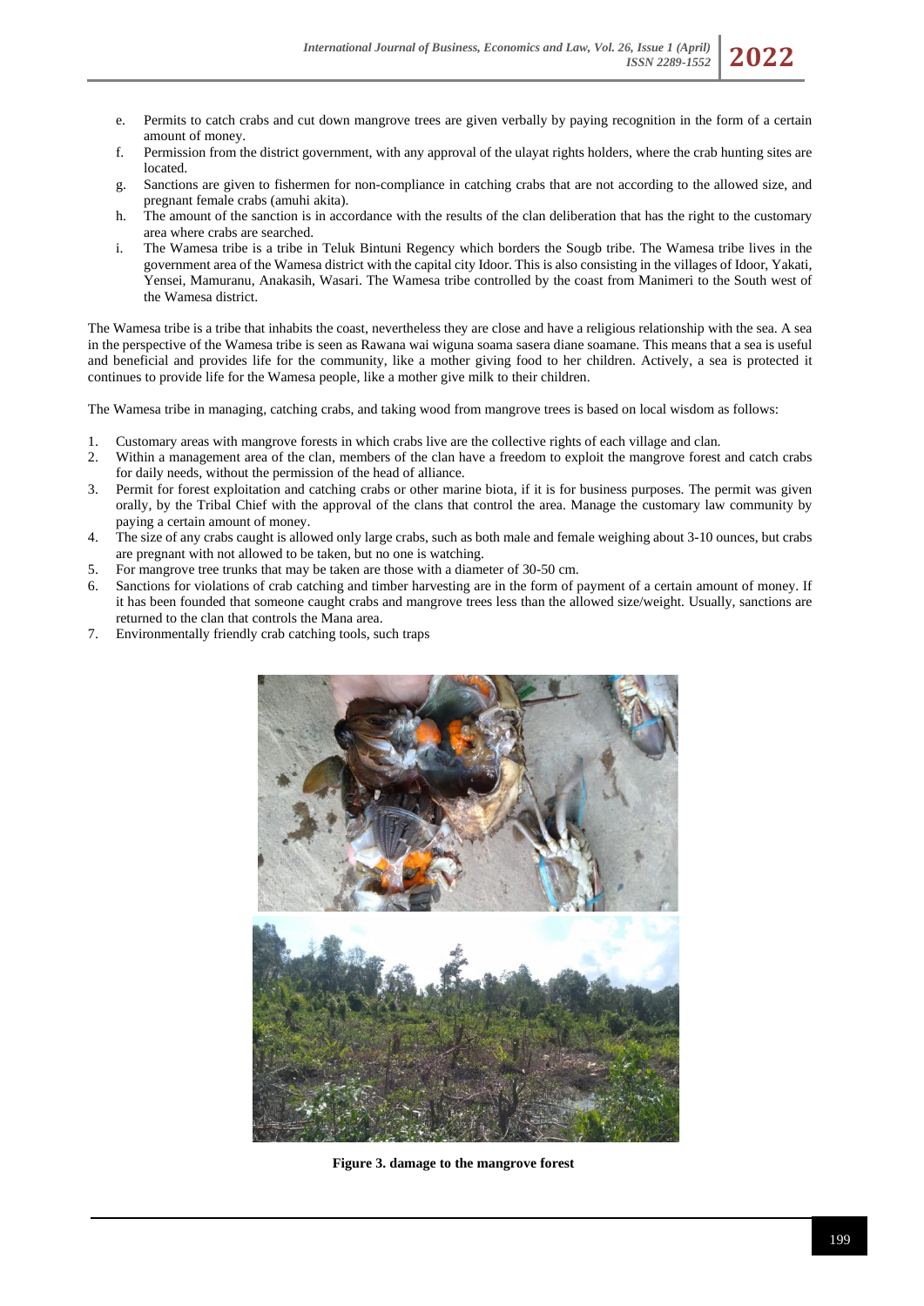e. Permits to catch crabs and cut down mangrove trees are given verbally by paying recognition in the form of a certain amount of money.
f. Permission from the district government, with any approval of the ulayat rights holders, where the crab hunting sites are located.
g. Sanctions are given to fishermen for non-compliance in catching crabs that are not according to the allowed size, and pregnant female crabs (amuhi akita).
h. The amount of the sanction is in accordance with the results of the clan deliberation that has the right to the customary area where crabs are searched.
i. The Wamesa tribe is a tribe in Teluk Bintuni Regency which borders the Sougb tribe. The Wamesa tribe lives in the government area of the Wamesa district with the capital city Idoor. This is also consisting in the villages of Idoor, Yakati, Yensei, Mamuranu, Anakasih, Wasari. The Wamesa tribe controlled by the coast from Manimeri to the South west of the Wamesa district.

The Wamesa tribe is a tribe that inhabits the coast, nevertheless they are close and have a religious relationship with the sea. A sea in the perspective of the Wamesa tribe is seen as Rawana wai wiguna soama sasera diane soamane. This means that a sea is useful and beneficial and provides life for the community, like a mother giving food to her children. Actively, a sea is protected it continues to provide life for the Wamesa people, like a mother give milk to their children.

The Wamesa tribe in managing, catching crabs, and taking wood from mangrove trees is based on local wisdom as follows:

1. Customary areas with mangrove forests in which crabs live are the collective rights of each village and clan.
2. Within a management area of the clan, members of the clan have a freedom to exploit the mangrove forest and catch crabs for daily needs, without the permission of the head of alliance.
3. Permit for forest exploitation and catching crabs or other marine biota, if it is for business purposes. The permit was given orally, by the Tribal Chief with the approval of the clans that control the area. Manage the customary law community by paying a certain amount of money.
4. The size of any crabs caught is allowed only large crabs, such as both male and female weighing about 3-10 ounces, but crabs are pregnant with not allowed to be taken, but no one is watching.
5. For mangrove tree trunks that may be taken are those with a diameter of 30-50 cm.
6. Sanctions for violations of crab catching and timber harvesting are in the form of payment of a certain amount of money. If it has been founded that someone caught crabs and mangrove trees less than the allowed size/weight. Usually, sanctions are returned to the clan that controls the Mana area.
7. Environmentally friendly crab catching tools, such traps

**Figure 3. damage to the mangrove forest**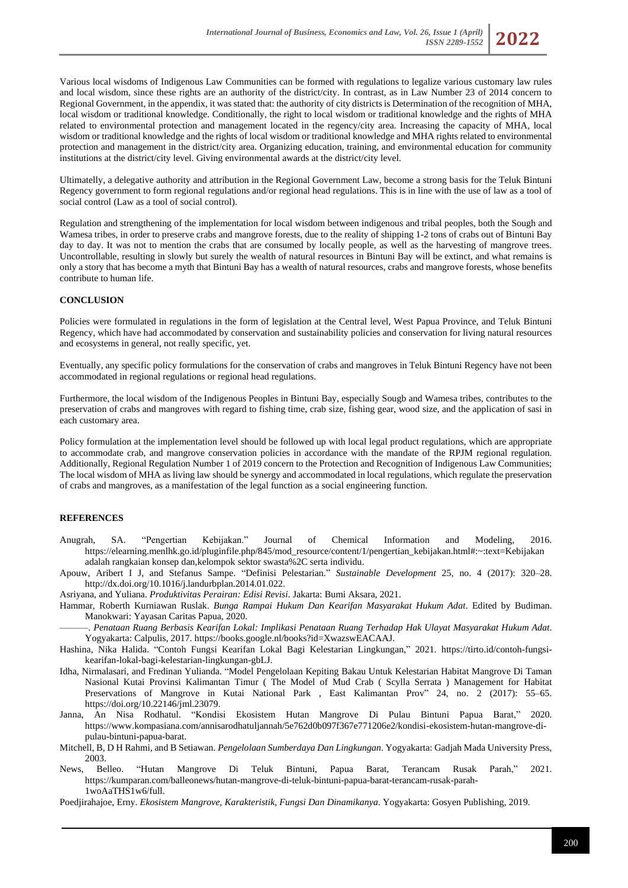Various local wisdoms of Indigenous Law Communities can be formed with regulations to legalize various customary law rules and local wisdom, since these rights are an authority of the district/city. In contrast, as in Law Number 23 of 2014 concern to Regional Government, in the appendix, it was stated that: the authority of city districts is Determination of the recognition of MHA, local wisdom or traditional knowledge. Conditionally, the right to local wisdom or traditional knowledge and the rights of MHA related to environmental protection and management located in the regency/city area. Increasing the capacity of MHA, local wisdom or traditional knowledge and the rights of local wisdom or traditional knowledge and MHA rights related to environmental protection and management in the district/city area. Organizing education, training, and environmental education for community institutions at the district/city level. Giving environmental awards at the district/city level.

Ultimatelly, a delegative authority and attribution in the Regional Government Law, become a strong basis for the Teluk Bintuni Regency government to form regional regulations and/or regional head regulations. This is in line with the use of law as a tool of social control (Law as a tool of social control).

Regulation and strengthening of the implementation for local wisdom between indigenous and tribal peoples, both the Sough and Wamesa tribes, in order to preserve crabs and mangrove forests, due to the reality of shipping 1-2 tons of crabs out of Bintuni Bay day to day. It was not to mention the crabs that are consumed by locally people, as well as the harvesting of mangrove trees. Uncontrollable, resulting in slowly but surely the wealth of natural resources in Bintuni Bay will be extinct, and what remains is only a story that has become a myth that Bintuni Bay has a wealth of natural resources, crabs and mangrove forests, whose benefits contribute to human life.

## CONCLUSION

Policies were formulated in regulations in the form of legislation at the Central level, West Papua Province, and Teluk Bintuni Regency, which have had accommodated by conservation and sustainability policies and conservation for living natural resources and ecosystems in general, not really specific, yet.

Eventually, any specific policy formulations for the conservation of crabs and mangroves in Teluk Bintuni Regency have not been accommodated in regional regulations or regional head regulations.

Furthermore, the local wisdom of the Indigenous Peoples in Bintuni Bay, especially Sougb and Wamesa tribes, contributes to the preservation of crabs and mangroves with regard to fishing time, crab size, fishing gear, wood size, and the application of sasi in each customary area.

Policy formulation at the implementation level should be followed up with local legal product regulations, which are appropriate to accommodate crab, and mangrove conservation policies in accordance with the mandate of the RPJM regional regulation. Additionally, Regional Regulation Number 1 of 2019 concern to the Protection and Recognition of Indigenous Law Communities; The local wisdom of MHA as living law should be synergy and accommodated in local regulations, which regulate the preservation of crabs and mangroves, as a manifestation of the legal function as a social engineering function.

## REFERENCES

Anugrah, SA. "Pengertian Kebijakan." Journal of Chemical Information and Modeling, 2016. https://elearning.menlhk.go.id/pluginfile.php/845/mod_resource/content/1/pengertian_kebijakan.html#:~:text=Kebijakan adalah rangkaian konsep dan,kelompok sektor swasta%2C serta individu.

Apouw, Aribert I J, and Stefanus Sampe. "Definisi Pelestarian." *Sustainable Development* 25, no. 4 (2017): 320–28. http://dx.doi.org/10.1016/j.landurbplan.2014.01.022.

Asriyana, and Yuliana. *Produktivitas Perairan: Edisi Revisi*. Jakarta: Bumi Aksara, 2021.

Hammar, Roberth Kurniawan Ruslak. *Bunga Rampai Hukum Dan Kearifan Masyarakat Hukum Adat*. Edited by Budiman. Manokwari: Yayasan Caritas Papua, 2020.

———. *Penataan Ruang Berbasis Kearifan Lokal: Implikasi Penataan Ruang Terhadap Hak Ulayat Masyarakat Hukum Adat*. Yogyakarta: Calpulis, 2017. https://books.google.nl/books?id=XwazswEACAAJ.

Hashina, Nika Halida. "Contoh Fungsi Kearifan Lokal Bagi Kelestarian Lingkungan," 2021. https://tirto.id/contoh-fungsi-kearifan-lokal-bagi-kelestarian-lingkungan-gbLJ.

Idha, Nirmalasari, and Fredinan Yulianda. "Model Pengelolaan Kepiting Bakau Untuk Kelestarian Habitat Mangrove Di Taman Nasional Kutai Provinsi Kalimantan Timur ( The Model of Mud Crab ( Scylla Serrata ) Management for Habitat Preservations of Mangrove in Kutai National Park , East Kalimantan Prov" 24, no. 2 (2017): 55–65. https://doi.org/10.22146/jml.23079.

Janna, An Nisa Rodhatul. "Kondisi Ekosistem Hutan Mangrove Di Pulau Bintuni Papua Barat," 2020. https://www.kompasiana.com/annisarodhatuljannah/5e762d0b097f367e771206e2/kondisi-ekosistem-hutan-mangrove-di-pulau-bintuni-papua-barat.

Mitchell, B, D H Rahmi, and B Setiawan. *Pengelolaan Sumberdaya Dan Lingkungan*. Yogyakarta: Gadjah Mada University Press, 2003.

News, Belleo. "Hutan Mangrove Di Teluk Bintuni, Papua Barat, Terancam Rusak Parah," 2021. https://kumparan.com/balleonews/hutan-mangrove-di-teluk-bintuni-papua-barat-terancam-rusak-parah-1woAaTHS1w6/full.

Poedjirahajoe, Erny. *Ekosistem Mangrove, Karakteristik, Fungsi Dan Dinamikanya*. Yogyakarta: Gosyen Publishing, 2019.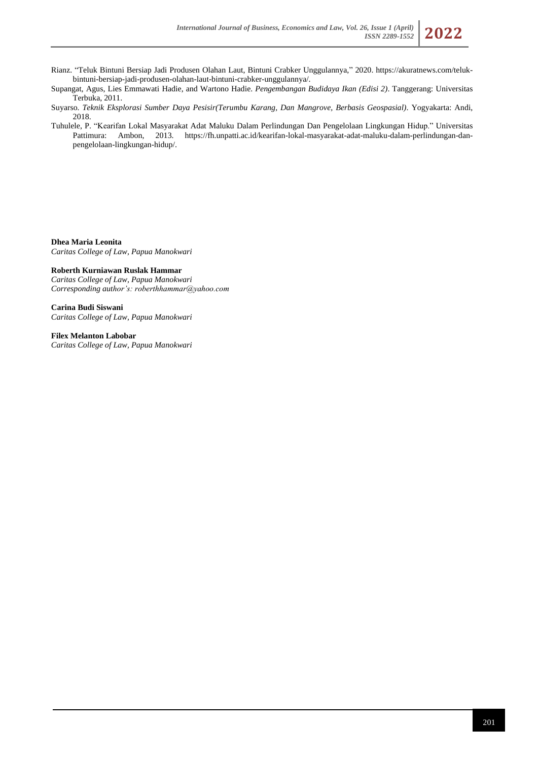Rianz. "Teluk Bintuni Bersiap Jadi Produsen Olahan Laut, Bintuni Crabker Unggulannya," 2020. https://akuratnews.com/teluk-bintuni-bersiap-jadi-produsen-olahan-laut-bintuni-crabker-unggulannya/.

Supangat, Agus, Lies Emmawati Hadie, and Wartono Hadie. *Pengembangan Budidaya Ikan (Edisi 2)*. Tanggerang: Universitas Terbuka, 2011.

Suyarso. *Teknik Eksplorasi Sumber Daya Pesisir(Terumbu Karang, Dan Mangrove, Berbasis Geospasial)*. Yogyakarta: Andi, 2018.

Tuhulele, P. "Kearifan Lokal Masyarakat Adat Maluku Dalam Perlindungan Dan Pengelolaan Lingkungan Hidup." Universitas Pattimura: Ambon, 2013. https://fh.unpatti.ac.id/kearifan-lokal-masyarakat-adat-maluku-dalam-perlindungan-dan-pengelolaan-lingkungan-hidup/.

**Dhea Maria Leonita**
*Caritas College of Law, Papua Manokwari*

**Roberth Kurniawan Ruslak Hammar**
*Caritas College of Law, Papua Manokwari*
*Corresponding author's: roberthhammar@yahoo.com*

**Carina Budi Siswani**
*Caritas College of Law, Papua Manokwari*

**Filex Melanton Labobar**
*Caritas College of Law, Papua Manokwari*